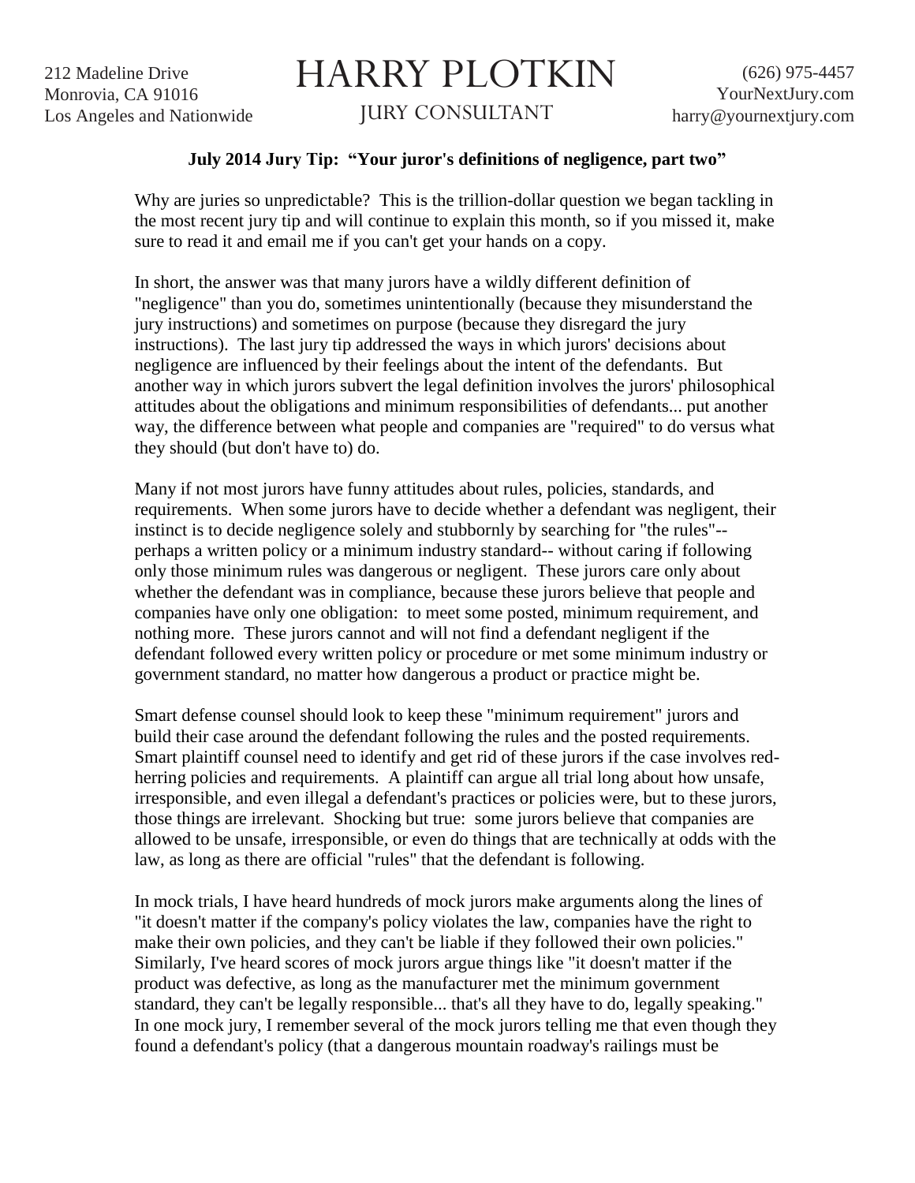212 Madeline Drive
Monrovia, CA 91016
Los Angeles and Nationwide

# HARRY PLOTKIN

JURY CONSULTANT

(626) 975-4457
YourNextJury.com
harry@yournextjury.com

**July 2014 Jury Tip: "Your juror's definitions of negligence, part two"**

Why are juries so unpredictable? This is the trillion-dollar question we began tackling in the most recent jury tip and will continue to explain this month, so if you missed it, make sure to read it and email me if you can't get your hands on a copy.

In short, the answer was that many jurors have a wildly different definition of "negligence" than you do, sometimes unintentionally (because they misunderstand the jury instructions) and sometimes on purpose (because they disregard the jury instructions). The last jury tip addressed the ways in which jurors' decisions about negligence are influenced by their feelings about the intent of the defendants. But another way in which jurors subvert the legal definition involves the jurors' philosophical attitudes about the obligations and minimum responsibilities of defendants... put another way, the difference between what people and companies are "required" to do versus what they should (but don't have to) do.

Many if not most jurors have funny attitudes about rules, policies, standards, and requirements. When some jurors have to decide whether a defendant was negligent, their instinct is to decide negligence solely and stubbornly by searching for "the rules"-- perhaps a written policy or a minimum industry standard-- without caring if following only those minimum rules was dangerous or negligent. These jurors care only about whether the defendant was in compliance, because these jurors believe that people and companies have only one obligation: to meet some posted, minimum requirement, and nothing more. These jurors cannot and will not find a defendant negligent if the defendant followed every written policy or procedure or met some minimum industry or government standard, no matter how dangerous a product or practice might be.

Smart defense counsel should look to keep these "minimum requirement" jurors and build their case around the defendant following the rules and the posted requirements. Smart plaintiff counsel need to identify and get rid of these jurors if the case involves red-herring policies and requirements. A plaintiff can argue all trial long about how unsafe, irresponsible, and even illegal a defendant's practices or policies were, but to these jurors, those things are irrelevant. Shocking but true: some jurors believe that companies are allowed to be unsafe, irresponsible, or even do things that are technically at odds with the law, as long as there are official "rules" that the defendant is following.

In mock trials, I have heard hundreds of mock jurors make arguments along the lines of "it doesn't matter if the company's policy violates the law, companies have the right to make their own policies, and they can't be liable if they followed their own policies." Similarly, I've heard scores of mock jurors argue things like "it doesn't matter if the product was defective, as long as the manufacturer met the minimum government standard, they can't be legally responsible... that's all they have to do, legally speaking." In one mock jury, I remember several of the mock jurors telling me that even though they found a defendant's policy (that a dangerous mountain roadway's railings must be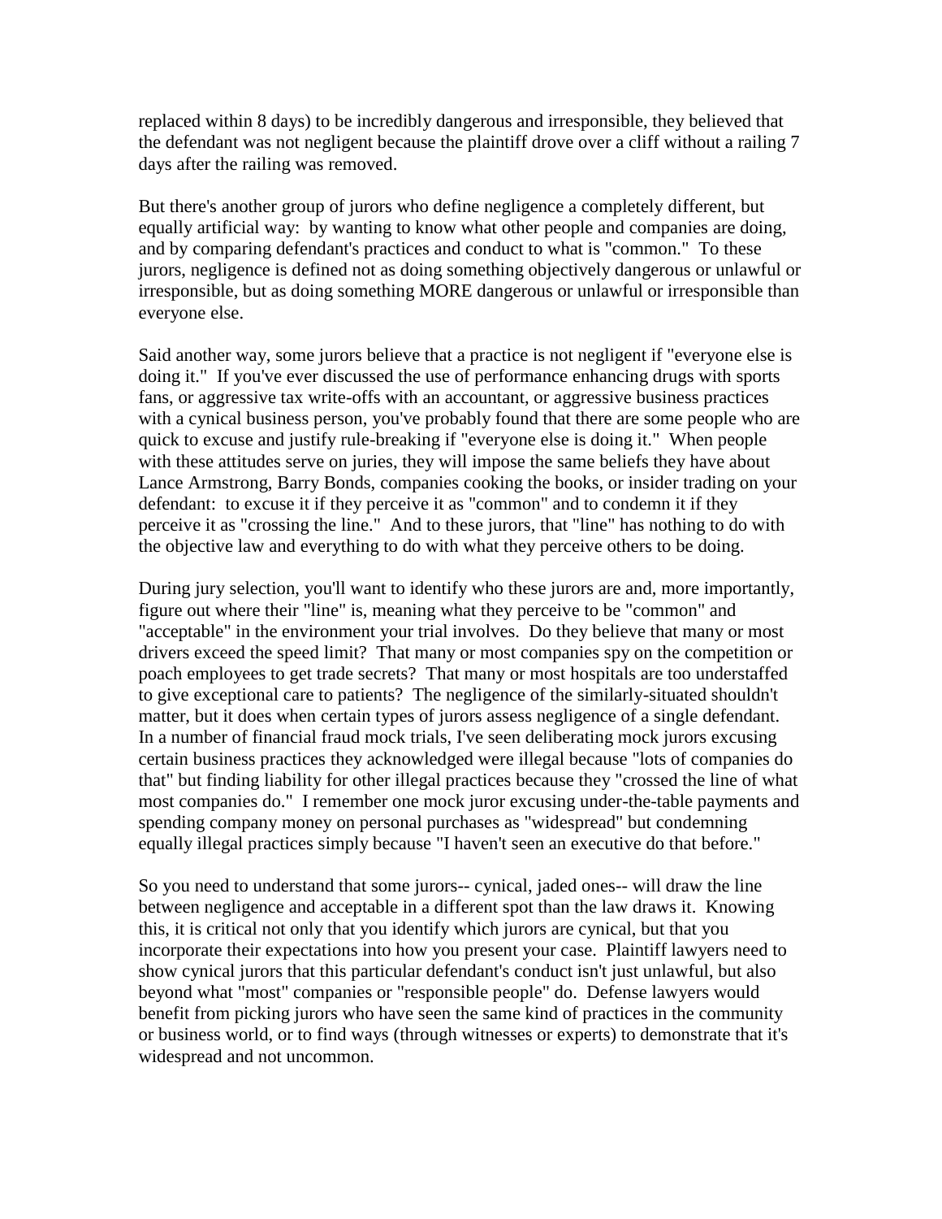replaced within 8 days) to be incredibly dangerous and irresponsible, they believed that the defendant was not negligent because the plaintiff drove over a cliff without a railing 7 days after the railing was removed.

But there's another group of jurors who define negligence a completely different, but equally artificial way: by wanting to know what other people and companies are doing, and by comparing defendant's practices and conduct to what is "common." To these jurors, negligence is defined not as doing something objectively dangerous or unlawful or irresponsible, but as doing something MORE dangerous or unlawful or irresponsible than everyone else.

Said another way, some jurors believe that a practice is not negligent if "everyone else is doing it." If you've ever discussed the use of performance enhancing drugs with sports fans, or aggressive tax write-offs with an accountant, or aggressive business practices with a cynical business person, you've probably found that there are some people who are quick to excuse and justify rule-breaking if "everyone else is doing it." When people with these attitudes serve on juries, they will impose the same beliefs they have about Lance Armstrong, Barry Bonds, companies cooking the books, or insider trading on your defendant: to excuse it if they perceive it as "common" and to condemn it if they perceive it as "crossing the line." And to these jurors, that "line" has nothing to do with the objective law and everything to do with what they perceive others to be doing.

During jury selection, you'll want to identify who these jurors are and, more importantly, figure out where their "line" is, meaning what they perceive to be "common" and "acceptable" in the environment your trial involves. Do they believe that many or most drivers exceed the speed limit? That many or most companies spy on the competition or poach employees to get trade secrets? That many or most hospitals are too understaffed to give exceptional care to patients? The negligence of the similarly-situated shouldn't matter, but it does when certain types of jurors assess negligence of a single defendant. In a number of financial fraud mock trials, I've seen deliberating mock jurors excusing certain business practices they acknowledged were illegal because "lots of companies do that" but finding liability for other illegal practices because they "crossed the line of what most companies do." I remember one mock juror excusing under-the-table payments and spending company money on personal purchases as "widespread" but condemning equally illegal practices simply because "I haven't seen an executive do that before."

So you need to understand that some jurors-- cynical, jaded ones-- will draw the line between negligence and acceptable in a different spot than the law draws it. Knowing this, it is critical not only that you identify which jurors are cynical, but that you incorporate their expectations into how you present your case. Plaintiff lawyers need to show cynical jurors that this particular defendant's conduct isn't just unlawful, but also beyond what "most" companies or "responsible people" do. Defense lawyers would benefit from picking jurors who have seen the same kind of practices in the community or business world, or to find ways (through witnesses or experts) to demonstrate that it's widespread and not uncommon.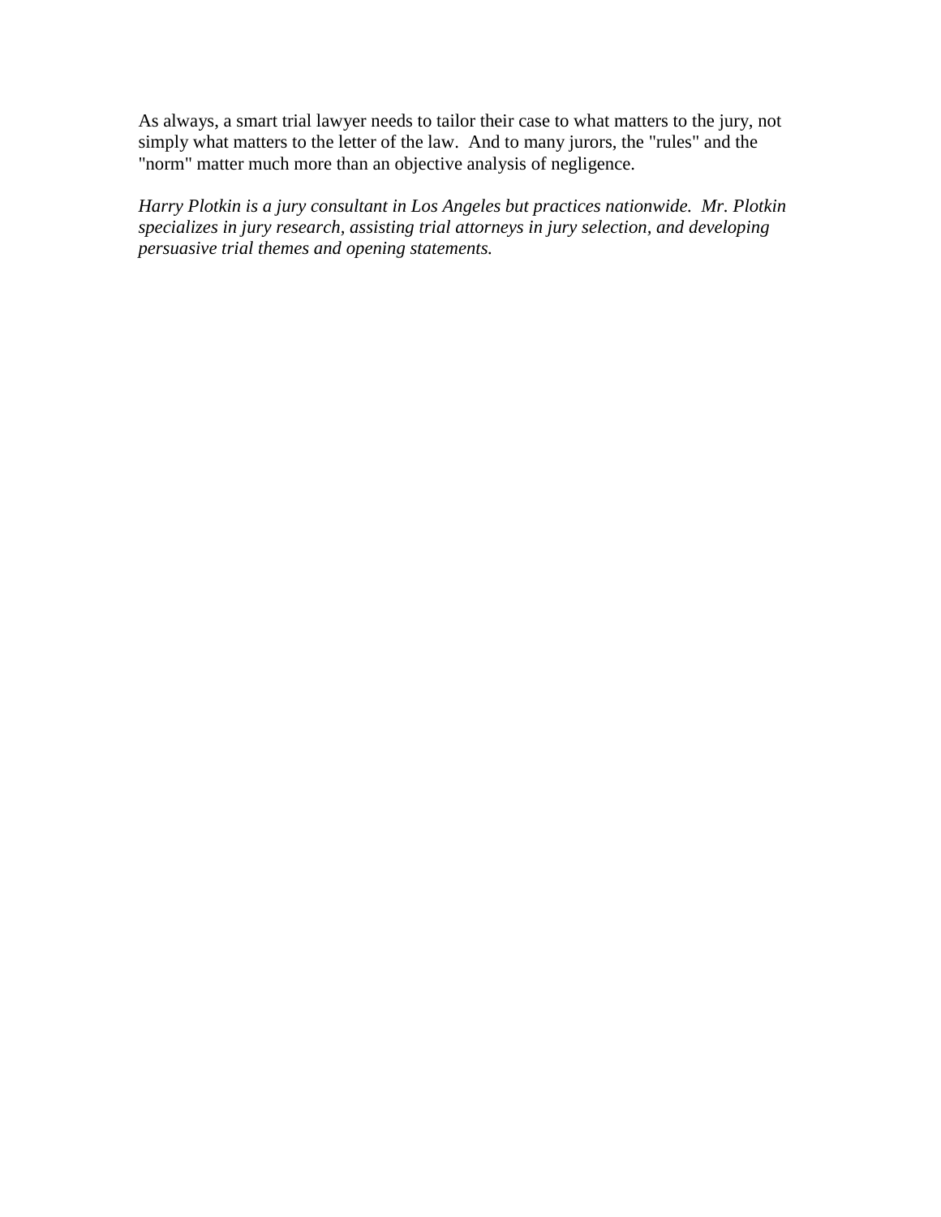As always, a smart trial lawyer needs to tailor their case to what matters to the jury, not simply what matters to the letter of the law. And to many jurors, the "rules" and the "norm" matter much more than an objective analysis of negligence.

*Harry Plotkin is a jury consultant in Los Angeles but practices nationwide. Mr. Plotkin specializes in jury research, assisting trial attorneys in jury selection, and developing persuasive trial themes and opening statements.*